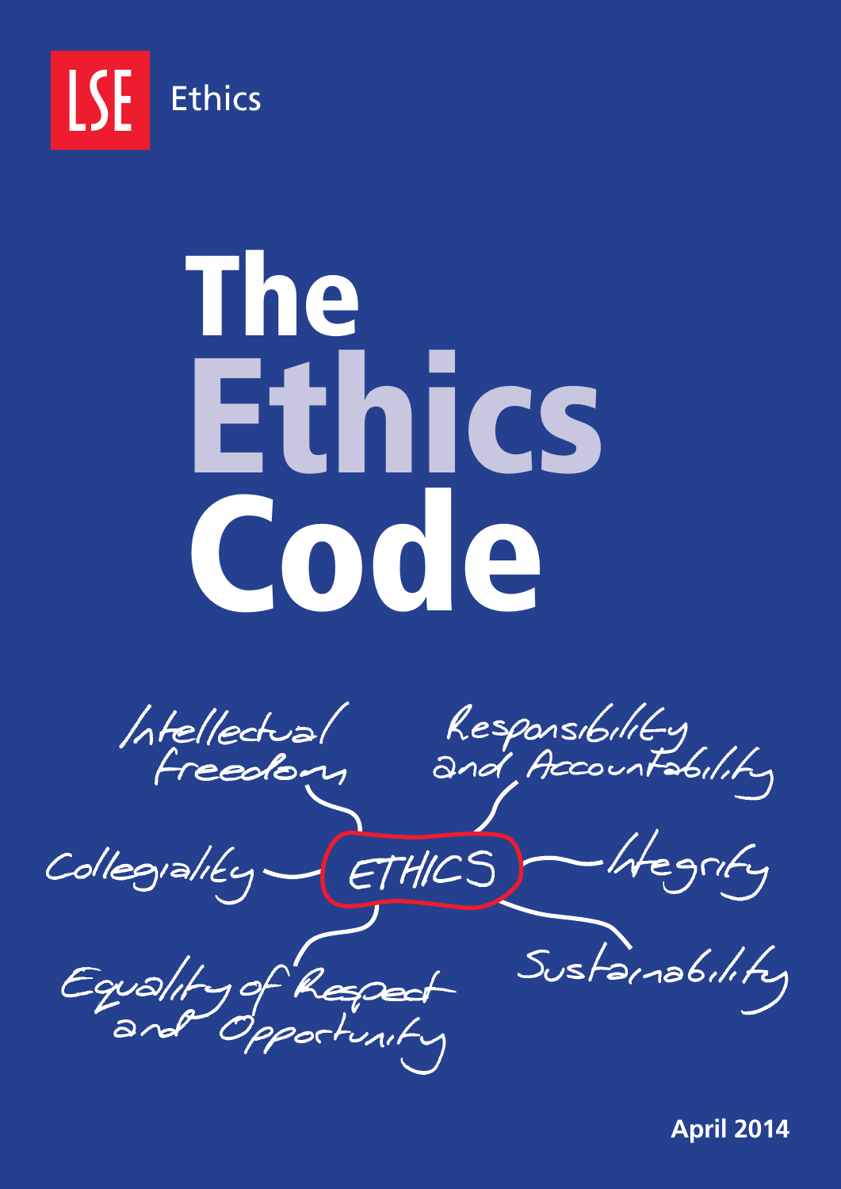LSE Ethics

# The Ethics Code

Intellectual Freedom

Responsibility and Accountability

Collegiality

ETHICS

Integrity

Equality of Respect and Opportunity

Sustainability

**April 2014**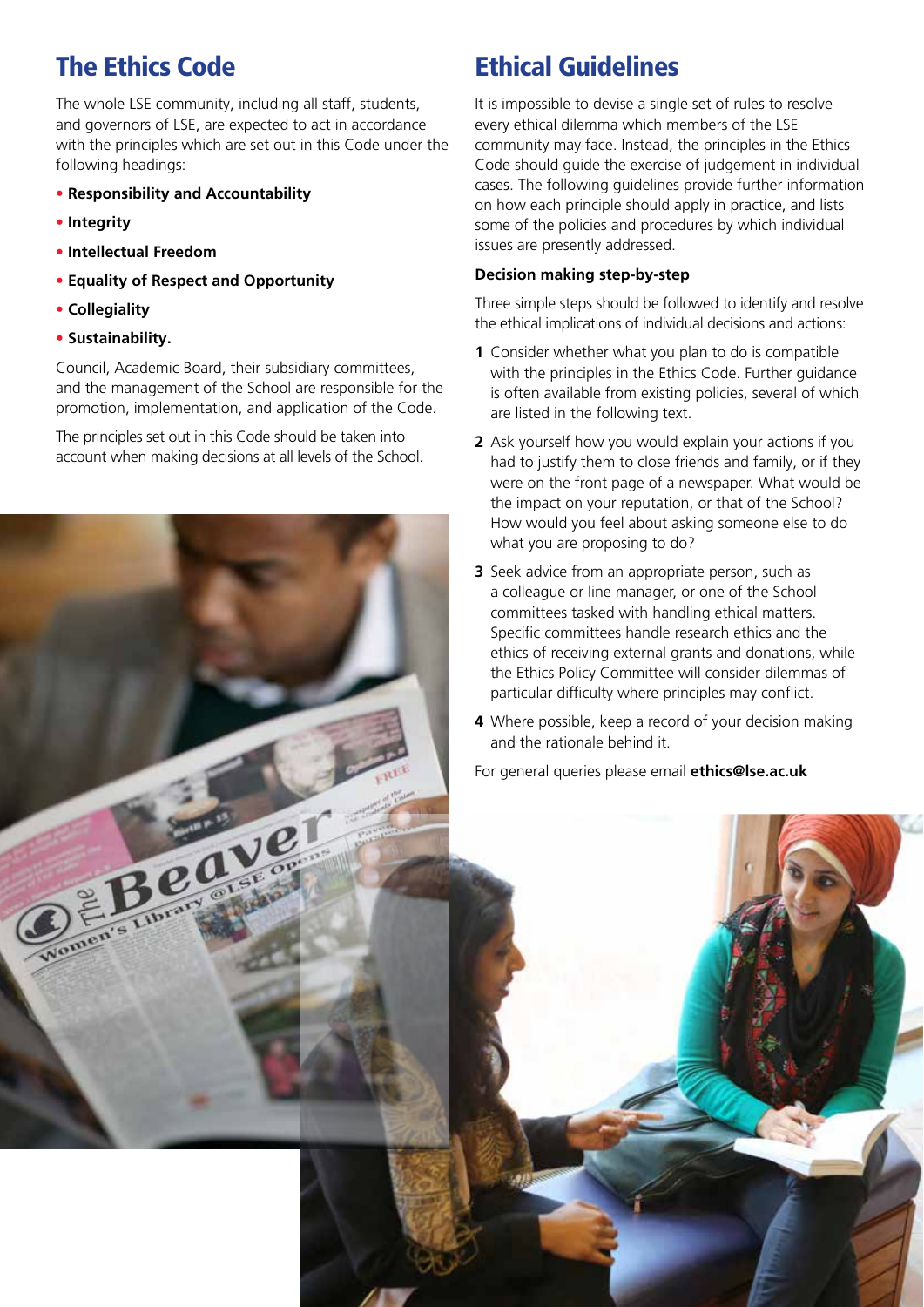## The Ethics Code

The whole LSE community, including all staff, students, and governors of LSE, are expected to act in accordance with the principles which are set out in this Code under the following headings:

- **Responsibility and Accountability**
- **Integrity**
- **Intellectual Freedom**
- **Equality of Respect and Opportunity**
- **Collegiality**
- **Sustainability.**

Council, Academic Board, their subsidiary committees, and the management of the School are responsible for the promotion, implementation, and application of the Code.

The principles set out in this Code should be taken into account when making decisions at all levels of the School.

## Ethical Guidelines

It is impossible to devise a single set of rules to resolve every ethical dilemma which members of the LSE community may face. Instead, the principles in the Ethics Code should guide the exercise of judgement in individual cases. The following guidelines provide further information on how each principle should apply in practice, and lists some of the policies and procedures by which individual issues are presently addressed.

**Decision making step-by-step**

Three simple steps should be followed to identify and resolve the ethical implications of individual decisions and actions:

1. Consider whether what you plan to do is compatible with the principles in the Ethics Code. Further guidance is often available from existing policies, several of which are listed in the following text.
2. Ask yourself how you would explain your actions if you had to justify them to close friends and family, or if they were on the front page of a newspaper. What would be the impact on your reputation, or that of the School? How would you feel about asking someone else to do what you are proposing to do?
3. Seek advice from an appropriate person, such as a colleague or line manager, or one of the School committees tasked with handling ethical matters. Specific committees handle research ethics and the ethics of receiving external grants and donations, while the Ethics Policy Committee will consider dilemmas of particular difficulty where principles may conflict.
4. Where possible, keep a record of your decision making and the rationale behind it.

For general queries please email **ethics@lse.ac.uk**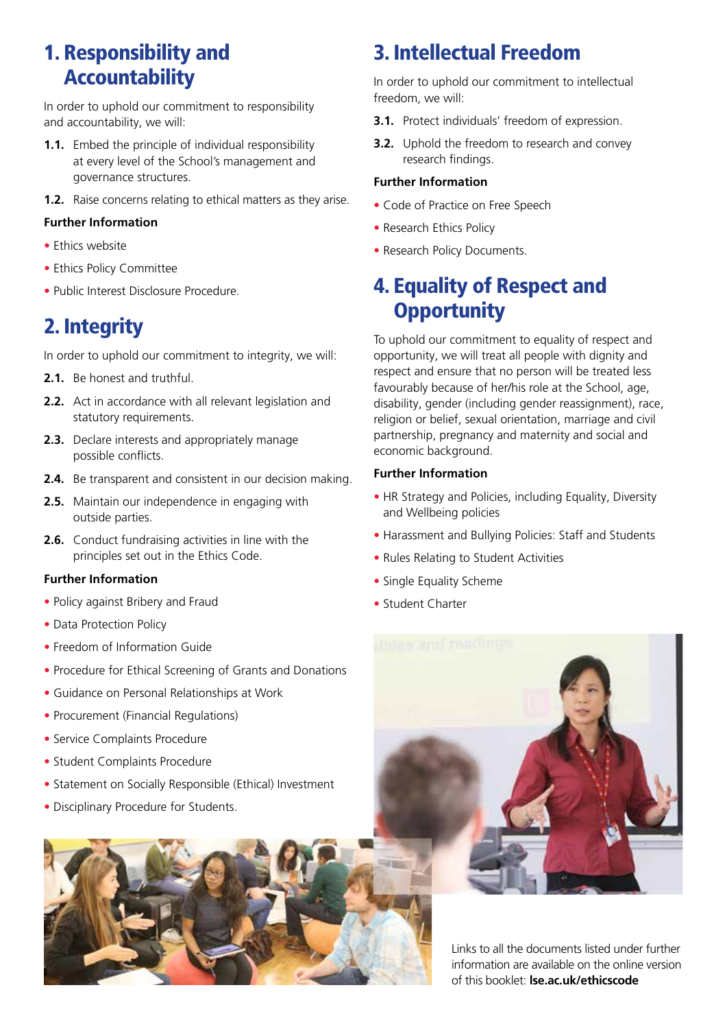## 1. Responsibility and Accountability

In order to uphold our commitment to responsibility and accountability, we will:

**1.1.** Embed the principle of individual responsibility at every level of the School's management and governance structures.

**1.2.** Raise concerns relating to ethical matters as they arise.

**Further Information**

- Ethics website
- Ethics Policy Committee
- Public Interest Disclosure Procedure.

## 2. Integrity

In order to uphold our commitment to integrity, we will:

**2.1.** Be honest and truthful.

**2.2.** Act in accordance with all relevant legislation and statutory requirements.

**2.3.** Declare interests and appropriately manage possible conflicts.

**2.4.** Be transparent and consistent in our decision making.

**2.5.** Maintain our independence in engaging with outside parties.

**2.6.** Conduct fundraising activities in line with the principles set out in the Ethics Code.

**Further Information**

- Policy against Bribery and Fraud
- Data Protection Policy
- Freedom of Information Guide
- Procedure for Ethical Screening of Grants and Donations
- Guidance on Personal Relationships at Work
- Procurement (Financial Regulations)
- Service Complaints Procedure
- Student Complaints Procedure
- Statement on Socially Responsible (Ethical) Investment
- Disciplinary Procedure for Students.

## 3. Intellectual Freedom

In order to uphold our commitment to intellectual freedom, we will:

**3.1.** Protect individuals' freedom of expression.

**3.2.** Uphold the freedom to research and convey research findings.

**Further Information**

- Code of Practice on Free Speech
- Research Ethics Policy
- Research Policy Documents.

## 4. Equality of Respect and Opportunity

To uphold our commitment to equality of respect and opportunity, we will treat all people with dignity and respect and ensure that no person will be treated less favourably because of her/his role at the School, age, disability, gender (including gender reassignment), race, religion or belief, sexual orientation, marriage and civil partnership, pregnancy and maternity and social and economic background.

**Further Information**

- HR Strategy and Policies, including Equality, Diversity and Wellbeing policies
- Harassment and Bullying Policies: Staff and Students
- Rules Relating to Student Activities
- Single Equality Scheme
- Student Charter

Links to all the documents listed under further information are available on the online version of this booklet: **lse.ac.uk/ethicscode**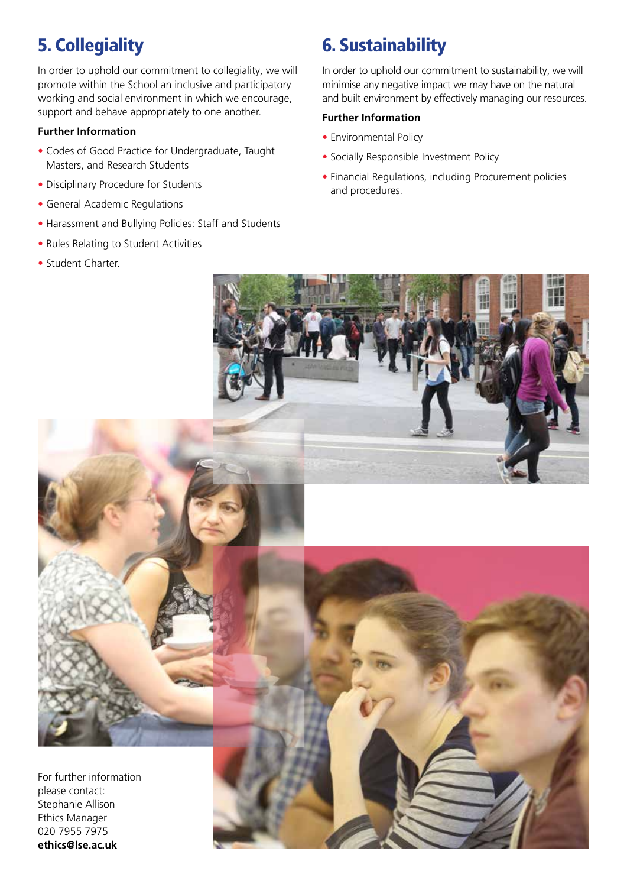## 5. Collegiality

In order to uphold our commitment to collegiality, we will promote within the School an inclusive and participatory working and social environment in which we encourage, support and behave appropriately to one another.

**Further Information**

- Codes of Good Practice for Undergraduate, Taught Masters, and Research Students
- Disciplinary Procedure for Students
- General Academic Regulations
- Harassment and Bullying Policies: Staff and Students
- Rules Relating to Student Activities
- Student Charter.

## 6. Sustainability

In order to uphold our commitment to sustainability, we will minimise any negative impact we may have on the natural and built environment by effectively managing our resources.

**Further Information**

- Environmental Policy
- Socially Responsible Investment Policy
- Financial Regulations, including Procurement policies and procedures.

For further information please contact:
Stephanie Allison
Ethics Manager
020 7955 7975
**ethics@lse.ac.uk**